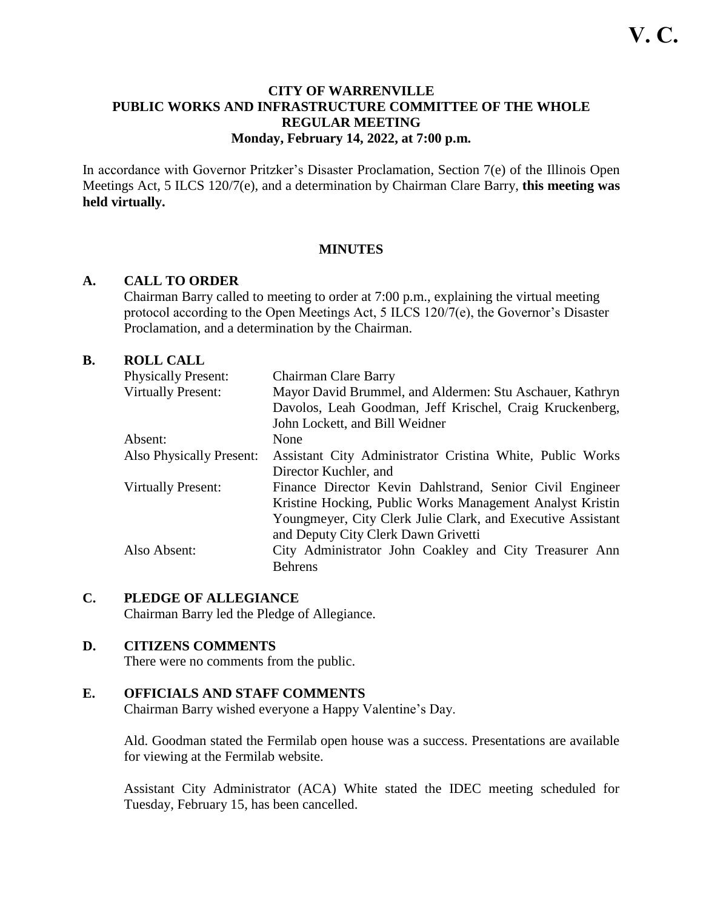**V. C.**

# CITY OF WARRENVILLE
## PUBLIC WORKS AND INFRASTRUCTURE COMMITTEE OF THE WHOLE
## REGULAR MEETING
### Monday, February 14, 2022, at 7:00 p.m.

In accordance with Governor Pritzker's Disaster Proclamation, Section 7(e) of the Illinois Open Meetings Act, 5 ILCS 120/7(e), and a determination by Chairman Clare Barry, **this meeting was held virtually.**

## MINUTES

### A. CALL TO ORDER

Chairman Barry called to meeting to order at 7:00 p.m., explaining the virtual meeting protocol according to the Open Meetings Act, 5 ILCS 120/7(e), the Governor's Disaster Proclamation, and a determination by the Chairman.

### B. ROLL CALL

| | |
|---|---|
| Physically Present: | Chairman Clare Barry |
| Virtually Present: | Mayor David Brummel, and Aldermen: Stu Aschauer, Kathryn Davolos, Leah Goodman, Jeff Krischel, Craig Kruckenberg, John Lockett, and Bill Weidner |
| Absent: | None |
| Also Physically Present: | Assistant City Administrator Cristina White, Public Works Director Kuchler, and |
| Virtually Present: | Finance Director Kevin Dahlstrand, Senior Civil Engineer Kristine Hocking, Public Works Management Analyst Kristin Youngmeyer, City Clerk Julie Clark, and Executive Assistant and Deputy City Clerk Dawn Grivetti |
| Also Absent: | City Administrator John Coakley and City Treasurer Ann Behrens |

### C. PLEDGE OF ALLEGIANCE

Chairman Barry led the Pledge of Allegiance.

### D. CITIZENS COMMENTS

There were no comments from the public.

### E. OFFICIALS AND STAFF COMMENTS

Chairman Barry wished everyone a Happy Valentine's Day.

Ald. Goodman stated the Fermilab open house was a success. Presentations are available for viewing at the Fermilab website.

Assistant City Administrator (ACA) White stated the IDEC meeting scheduled for Tuesday, February 15, has been cancelled.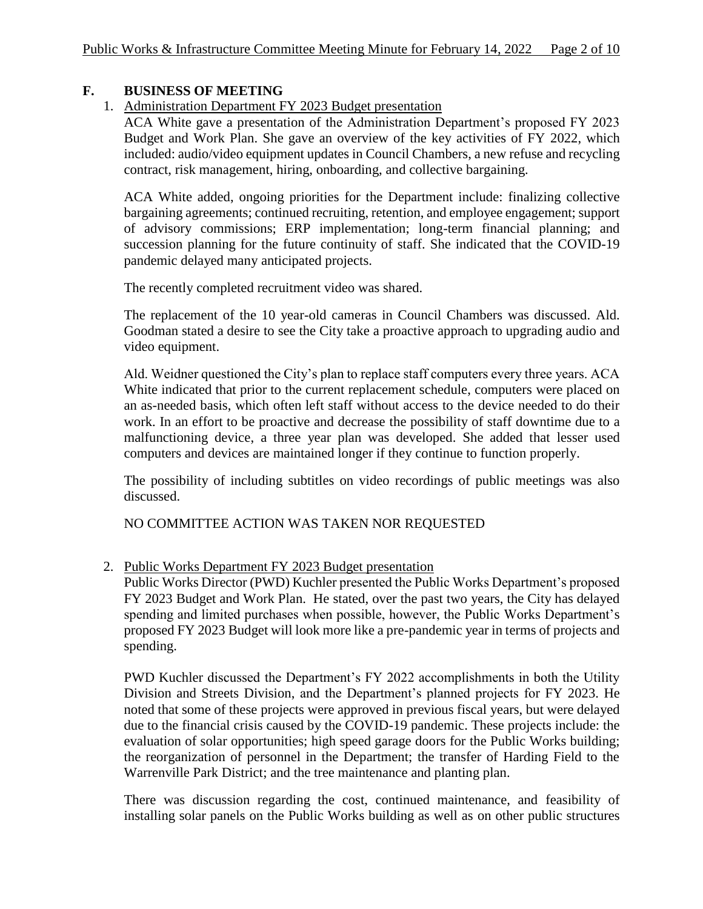## F. BUSINESS OF MEETING

1. Administration Department FY 2023 Budget presentation

   ACA White gave a presentation of the Administration Department's proposed FY 2023 Budget and Work Plan. She gave an overview of the key activities of FY 2022, which included: audio/video equipment updates in Council Chambers, a new refuse and recycling contract, risk management, hiring, onboarding, and collective bargaining.

   ACA White added, ongoing priorities for the Department include: finalizing collective bargaining agreements; continued recruiting, retention, and employee engagement; support of advisory commissions; ERP implementation; long-term financial planning; and succession planning for the future continuity of staff. She indicated that the COVID-19 pandemic delayed many anticipated projects.

   The recently completed recruitment video was shared.

   The replacement of the 10 year-old cameras in Council Chambers was discussed. Ald. Goodman stated a desire to see the City take a proactive approach to upgrading audio and video equipment.

   Ald. Weidner questioned the City's plan to replace staff computers every three years. ACA White indicated that prior to the current replacement schedule, computers were placed on an as-needed basis, which often left staff without access to the device needed to do their work. In an effort to be proactive and decrease the possibility of staff downtime due to a malfunctioning device, a three year plan was developed. She added that lesser used computers and devices are maintained longer if they continue to function properly.

   The possibility of including subtitles on video recordings of public meetings was also discussed.

   NO COMMITTEE ACTION WAS TAKEN NOR REQUESTED

2. Public Works Department FY 2023 Budget presentation

   Public Works Director (PWD) Kuchler presented the Public Works Department's proposed FY 2023 Budget and Work Plan. He stated, over the past two years, the City has delayed spending and limited purchases when possible, however, the Public Works Department's proposed FY 2023 Budget will look more like a pre-pandemic year in terms of projects and spending.

   PWD Kuchler discussed the Department's FY 2022 accomplishments in both the Utility Division and Streets Division, and the Department's planned projects for FY 2023. He noted that some of these projects were approved in previous fiscal years, but were delayed due to the financial crisis caused by the COVID-19 pandemic. These projects include: the evaluation of solar opportunities; high speed garage doors for the Public Works building; the reorganization of personnel in the Department; the transfer of Harding Field to the Warrenville Park District; and the tree maintenance and planting plan.

   There was discussion regarding the cost, continued maintenance, and feasibility of installing solar panels on the Public Works building as well as on other public structures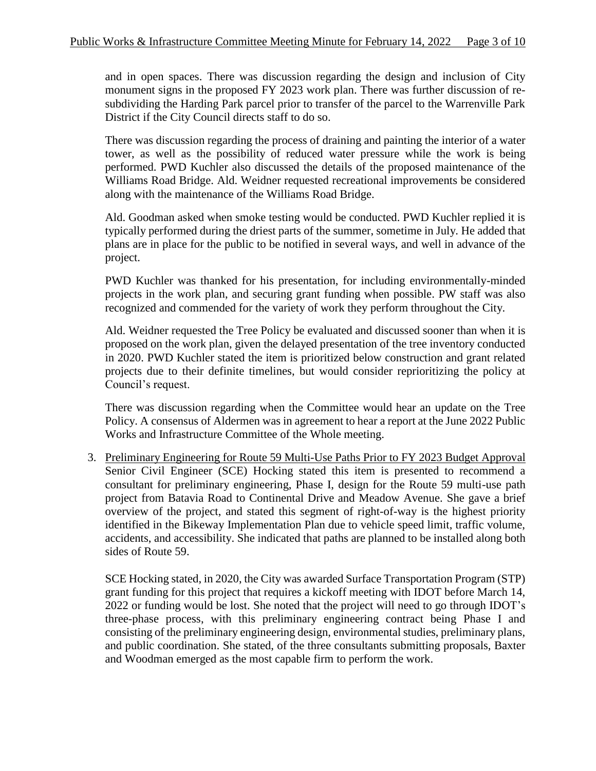and in open spaces. There was discussion regarding the design and inclusion of City monument signs in the proposed FY 2023 work plan. There was further discussion of re-subdividing the Harding Park parcel prior to transfer of the parcel to the Warrenville Park District if the City Council directs staff to do so.

There was discussion regarding the process of draining and painting the interior of a water tower, as well as the possibility of reduced water pressure while the work is being performed. PWD Kuchler also discussed the details of the proposed maintenance of the Williams Road Bridge. Ald. Weidner requested recreational improvements be considered along with the maintenance of the Williams Road Bridge.

Ald. Goodman asked when smoke testing would be conducted. PWD Kuchler replied it is typically performed during the driest parts of the summer, sometime in July. He added that plans are in place for the public to be notified in several ways, and well in advance of the project.

PWD Kuchler was thanked for his presentation, for including environmentally-minded projects in the work plan, and securing grant funding when possible. PW staff was also recognized and commended for the variety of work they perform throughout the City.

Ald. Weidner requested the Tree Policy be evaluated and discussed sooner than when it is proposed on the work plan, given the delayed presentation of the tree inventory conducted in 2020. PWD Kuchler stated the item is prioritized below construction and grant related projects due to their definite timelines, but would consider reprioritizing the policy at Council's request.

There was discussion regarding when the Committee would hear an update on the Tree Policy. A consensus of Aldermen was in agreement to hear a report at the June 2022 Public Works and Infrastructure Committee of the Whole meeting.

3. Preliminary Engineering for Route 59 Multi-Use Paths Prior to FY 2023 Budget Approval
Senior Civil Engineer (SCE) Hocking stated this item is presented to recommend a consultant for preliminary engineering, Phase I, design for the Route 59 multi-use path project from Batavia Road to Continental Drive and Meadow Avenue. She gave a brief overview of the project, and stated this segment of right-of-way is the highest priority identified in the Bikeway Implementation Plan due to vehicle speed limit, traffic volume, accidents, and accessibility. She indicated that paths are planned to be installed along both sides of Route 59.

   SCE Hocking stated, in 2020, the City was awarded Surface Transportation Program (STP) grant funding for this project that requires a kickoff meeting with IDOT before March 14, 2022 or funding would be lost. She noted that the project will need to go through IDOT's three-phase process, with this preliminary engineering contract being Phase I and consisting of the preliminary engineering design, environmental studies, preliminary plans, and public coordination. She stated, of the three consultants submitting proposals, Baxter and Woodman emerged as the most capable firm to perform the work.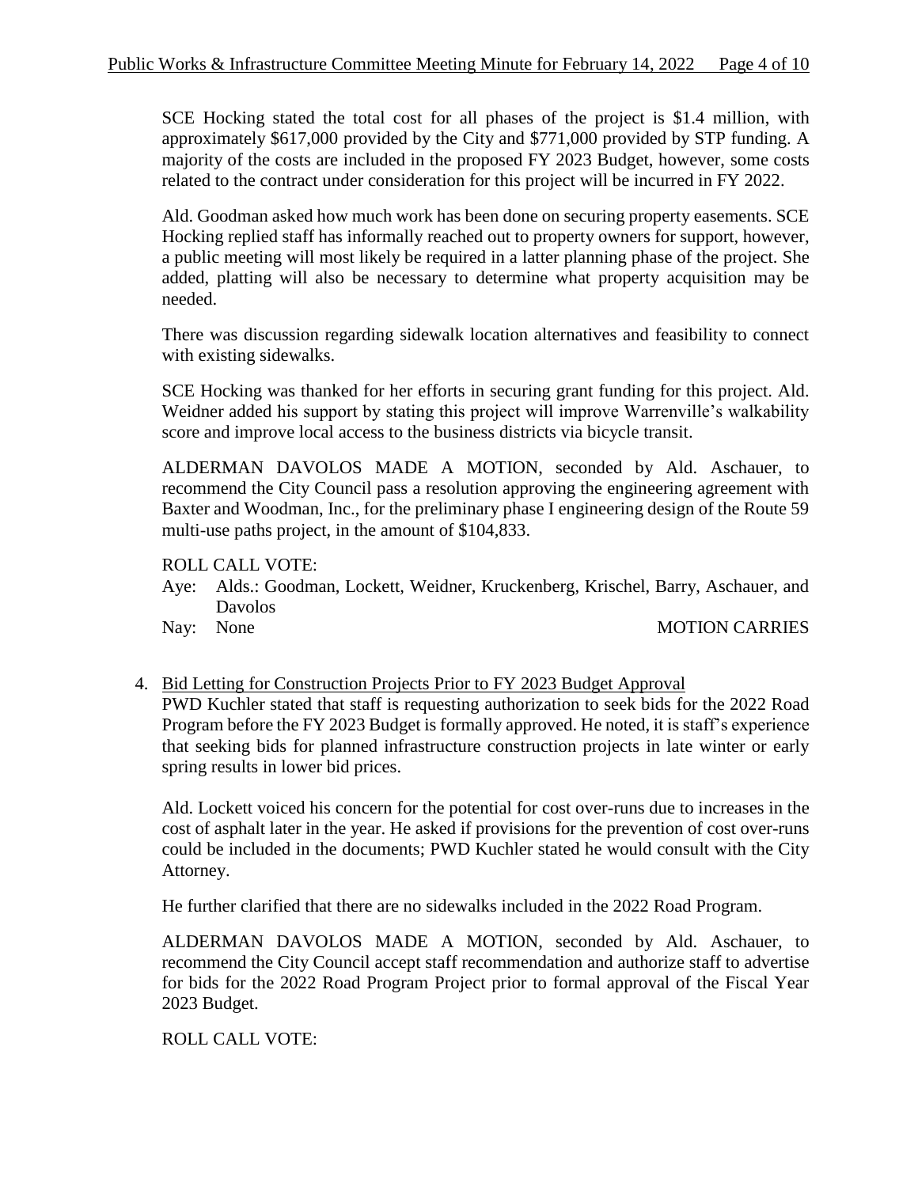SCE Hocking stated the total cost for all phases of the project is $1.4 million, with approximately $617,000 provided by the City and $771,000 provided by STP funding. A majority of the costs are included in the proposed FY 2023 Budget, however, some costs related to the contract under consideration for this project will be incurred in FY 2022.

Ald. Goodman asked how much work has been done on securing property easements. SCE Hocking replied staff has informally reached out to property owners for support, however, a public meeting will most likely be required in a latter planning phase of the project. She added, platting will also be necessary to determine what property acquisition may be needed.

There was discussion regarding sidewalk location alternatives and feasibility to connect with existing sidewalks.

SCE Hocking was thanked for her efforts in securing grant funding for this project. Ald. Weidner added his support by stating this project will improve Warrenville's walkability score and improve local access to the business districts via bicycle transit.

ALDERMAN DAVOLOS MADE A MOTION, seconded by Ald. Aschauer, to recommend the City Council pass a resolution approving the engineering agreement with Baxter and Woodman, Inc., for the preliminary phase I engineering design of the Route 59 multi-use paths project, in the amount of $104,833.

ROLL CALL VOTE:

Aye: Alds.: Goodman, Lockett, Weidner, Kruckenberg, Krischel, Barry, Aschauer, and Davolos

Nay: None MOTION CARRIES

4. Bid Letting for Construction Projects Prior to FY 2023 Budget Approval

PWD Kuchler stated that staff is requesting authorization to seek bids for the 2022 Road Program before the FY 2023 Budget is formally approved. He noted, it is staff's experience that seeking bids for planned infrastructure construction projects in late winter or early spring results in lower bid prices.

Ald. Lockett voiced his concern for the potential for cost over-runs due to increases in the cost of asphalt later in the year. He asked if provisions for the prevention of cost over-runs could be included in the documents; PWD Kuchler stated he would consult with the City Attorney.

He further clarified that there are no sidewalks included in the 2022 Road Program.

ALDERMAN DAVOLOS MADE A MOTION, seconded by Ald. Aschauer, to recommend the City Council accept staff recommendation and authorize staff to advertise for bids for the 2022 Road Program Project prior to formal approval of the Fiscal Year 2023 Budget.

ROLL CALL VOTE: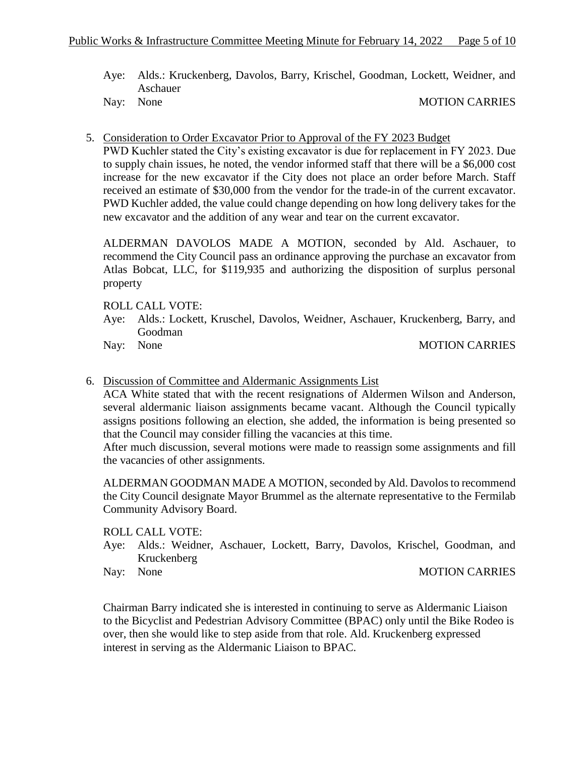Aye: Alds.: Kruckenberg, Davolos, Barry, Krischel, Goodman, Lockett, Weidner, and Aschauer
Nay: None MOTION CARRIES

5. Consideration to Order Excavator Prior to Approval of the FY 2023 Budget
   PWD Kuchler stated the City's existing excavator is due for replacement in FY 2023. Due to supply chain issues, he noted, the vendor informed staff that there will be a $6,000 cost increase for the new excavator if the City does not place an order before March. Staff received an estimate of $30,000 from the vendor for the trade-in of the current excavator. PWD Kuchler added, the value could change depending on how long delivery takes for the new excavator and the addition of any wear and tear on the current excavator.

   ALDERMAN DAVOLOS MADE A MOTION, seconded by Ald. Aschauer, to recommend the City Council pass an ordinance approving the purchase an excavator from Atlas Bobcat, LLC, for $119,935 and authorizing the disposition of surplus personal property

   ROLL CALL VOTE:
   Aye: Alds.: Lockett, Kruschel, Davolos, Weidner, Aschauer, Kruckenberg, Barry, and Goodman
   Nay: None MOTION CARRIES

6. Discussion of Committee and Aldermanic Assignments List
   ACA White stated that with the recent resignations of Aldermen Wilson and Anderson, several aldermanic liaison assignments became vacant. Although the Council typically assigns positions following an election, she added, the information is being presented so that the Council may consider filling the vacancies at this time.
   After much discussion, several motions were made to reassign some assignments and fill the vacancies of other assignments.

   ALDERMAN GOODMAN MADE A MOTION, seconded by Ald. Davolos to recommend the City Council designate Mayor Brummel as the alternate representative to the Fermilab Community Advisory Board.

   ROLL CALL VOTE:
   Aye: Alds.: Weidner, Aschauer, Lockett, Barry, Davolos, Krischel, Goodman, and Kruckenberg
   Nay: None MOTION CARRIES

   Chairman Barry indicated she is interested in continuing to serve as Aldermanic Liaison to the Bicyclist and Pedestrian Advisory Committee (BPAC) only until the Bike Rodeo is over, then she would like to step aside from that role. Ald. Kruckenberg expressed interest in serving as the Aldermanic Liaison to BPAC.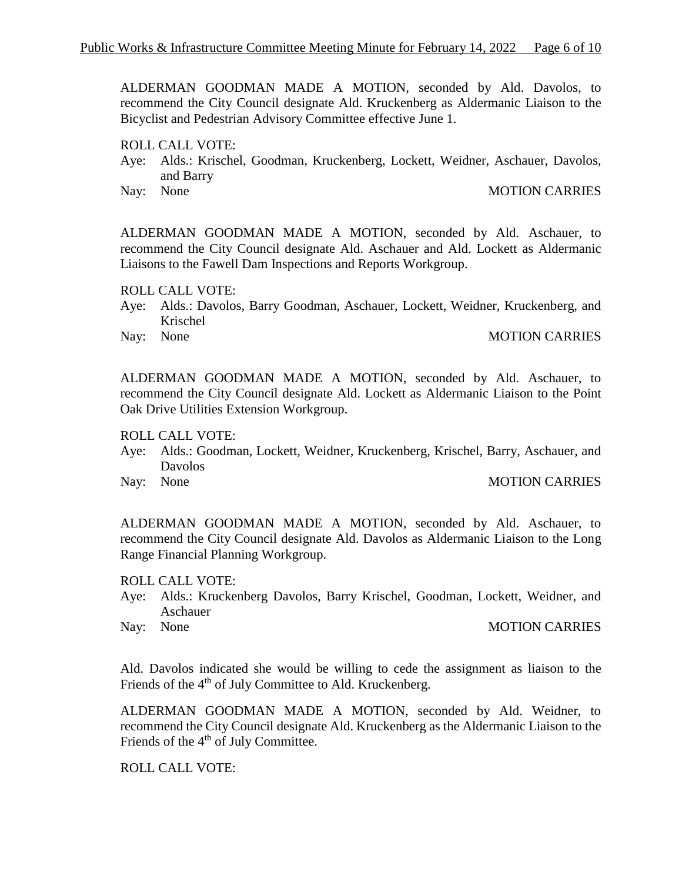ALDERMAN GOODMAN MADE A MOTION, seconded by Ald. Davolos, to recommend the City Council designate Ald. Kruckenberg as Aldermanic Liaison to the Bicyclist and Pedestrian Advisory Committee effective June 1.

ROLL CALL VOTE:

Aye: Alds.: Krischel, Goodman, Kruckenberg, Lockett, Weidner, Aschauer, Davolos, and Barry

Nay: None — MOTION CARRIES

ALDERMAN GOODMAN MADE A MOTION, seconded by Ald. Aschauer, to recommend the City Council designate Ald. Aschauer and Ald. Lockett as Aldermanic Liaisons to the Fawell Dam Inspections and Reports Workgroup.

ROLL CALL VOTE:

Aye: Alds.: Davolos, Barry Goodman, Aschauer, Lockett, Weidner, Kruckenberg, and Krischel

Nay: None — MOTION CARRIES

ALDERMAN GOODMAN MADE A MOTION, seconded by Ald. Aschauer, to recommend the City Council designate Ald. Lockett as Aldermanic Liaison to the Point Oak Drive Utilities Extension Workgroup.

ROLL CALL VOTE:

Aye: Alds.: Goodman, Lockett, Weidner, Kruckenberg, Krischel, Barry, Aschauer, and Davolos

Nay: None — MOTION CARRIES

ALDERMAN GOODMAN MADE A MOTION, seconded by Ald. Aschauer, to recommend the City Council designate Ald. Davolos as Aldermanic Liaison to the Long Range Financial Planning Workgroup.

ROLL CALL VOTE:

Aye: Alds.: Kruckenberg Davolos, Barry Krischel, Goodman, Lockett, Weidner, and Aschauer

Nay: None — MOTION CARRIES

Ald. Davolos indicated she would be willing to cede the assignment as liaison to the Friends of the 4th of July Committee to Ald. Kruckenberg.

ALDERMAN GOODMAN MADE A MOTION, seconded by Ald. Weidner, to recommend the City Council designate Ald. Kruckenberg as the Aldermanic Liaison to the Friends of the 4th of July Committee.

ROLL CALL VOTE: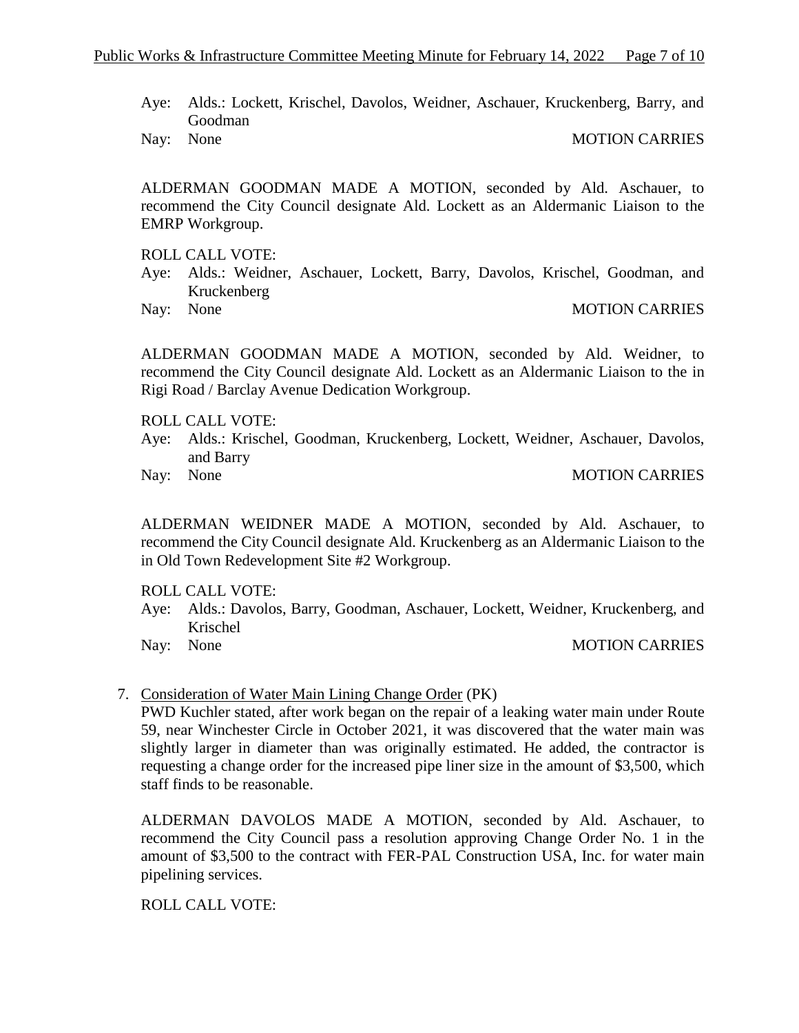Aye: Alds.: Lockett, Krischel, Davolos, Weidner, Aschauer, Kruckenberg, Barry, and Goodman

Nay: None MOTION CARRIES

ALDERMAN GOODMAN MADE A MOTION, seconded by Ald. Aschauer, to recommend the City Council designate Ald. Lockett as an Aldermanic Liaison to the EMRP Workgroup.

ROLL CALL VOTE:

Aye: Alds.: Weidner, Aschauer, Lockett, Barry, Davolos, Krischel, Goodman, and Kruckenberg

Nay: None MOTION CARRIES

ALDERMAN GOODMAN MADE A MOTION, seconded by Ald. Weidner, to recommend the City Council designate Ald. Lockett as an Aldermanic Liaison to the in Rigi Road / Barclay Avenue Dedication Workgroup.

ROLL CALL VOTE:

Aye: Alds.: Krischel, Goodman, Kruckenberg, Lockett, Weidner, Aschauer, Davolos, and Barry

Nay: None MOTION CARRIES

ALDERMAN WEIDNER MADE A MOTION, seconded by Ald. Aschauer, to recommend the City Council designate Ald. Kruckenberg as an Aldermanic Liaison to the in Old Town Redevelopment Site #2 Workgroup.

ROLL CALL VOTE:

Aye: Alds.: Davolos, Barry, Goodman, Aschauer, Lockett, Weidner, Kruckenberg, and Krischel

Nay: None MOTION CARRIES

7. Consideration of Water Main Lining Change Order (PK)

PWD Kuchler stated, after work began on the repair of a leaking water main under Route 59, near Winchester Circle in October 2021, it was discovered that the water main was slightly larger in diameter than was originally estimated. He added, the contractor is requesting a change order for the increased pipe liner size in the amount of $3,500, which staff finds to be reasonable.

ALDERMAN DAVOLOS MADE A MOTION, seconded by Ald. Aschauer, to recommend the City Council pass a resolution approving Change Order No. 1 in the amount of $3,500 to the contract with FER-PAL Construction USA, Inc. for water main pipelining services.

ROLL CALL VOTE: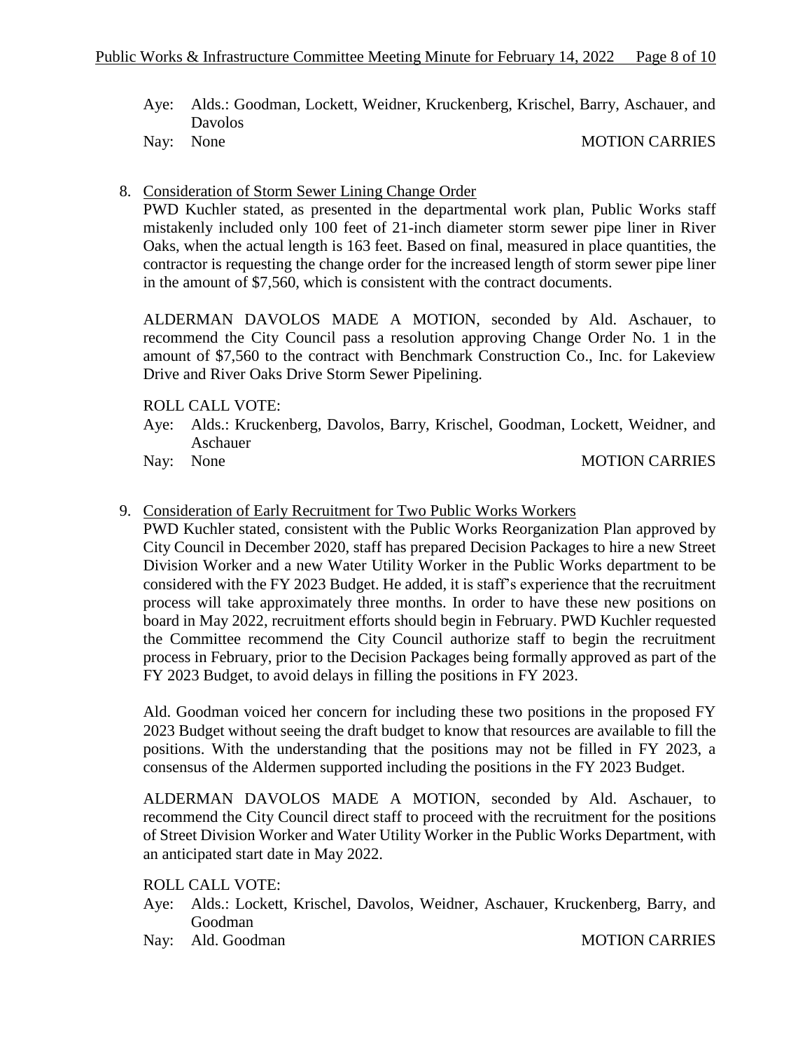Aye: Alds.: Goodman, Lockett, Weidner, Kruckenberg, Krischel, Barry, Aschauer, and Davolos

Nay: None MOTION CARRIES

8. Consideration of Storm Sewer Lining Change Order

PWD Kuchler stated, as presented in the departmental work plan, Public Works staff mistakenly included only 100 feet of 21-inch diameter storm sewer pipe liner in River Oaks, when the actual length is 163 feet. Based on final, measured in place quantities, the contractor is requesting the change order for the increased length of storm sewer pipe liner in the amount of $7,560, which is consistent with the contract documents.

ALDERMAN DAVOLOS MADE A MOTION, seconded by Ald. Aschauer, to recommend the City Council pass a resolution approving Change Order No. 1 in the amount of $7,560 to the contract with Benchmark Construction Co., Inc. for Lakeview Drive and River Oaks Drive Storm Sewer Pipelining.

ROLL CALL VOTE:

Aye: Alds.: Kruckenberg, Davolos, Barry, Krischel, Goodman, Lockett, Weidner, and Aschauer

Nay: None MOTION CARRIES

9. Consideration of Early Recruitment for Two Public Works Workers

PWD Kuchler stated, consistent with the Public Works Reorganization Plan approved by City Council in December 2020, staff has prepared Decision Packages to hire a new Street Division Worker and a new Water Utility Worker in the Public Works department to be considered with the FY 2023 Budget. He added, it is staff's experience that the recruitment process will take approximately three months. In order to have these new positions on board in May 2022, recruitment efforts should begin in February. PWD Kuchler requested the Committee recommend the City Council authorize staff to begin the recruitment process in February, prior to the Decision Packages being formally approved as part of the FY 2023 Budget, to avoid delays in filling the positions in FY 2023.

Ald. Goodman voiced her concern for including these two positions in the proposed FY 2023 Budget without seeing the draft budget to know that resources are available to fill the positions. With the understanding that the positions may not be filled in FY 2023, a consensus of the Aldermen supported including the positions in the FY 2023 Budget.

ALDERMAN DAVOLOS MADE A MOTION, seconded by Ald. Aschauer, to recommend the City Council direct staff to proceed with the recruitment for the positions of Street Division Worker and Water Utility Worker in the Public Works Department, with an anticipated start date in May 2022.

ROLL CALL VOTE:

Aye: Alds.: Lockett, Krischel, Davolos, Weidner, Aschauer, Kruckenberg, Barry, and Goodman

Nay: Ald. Goodman MOTION CARRIES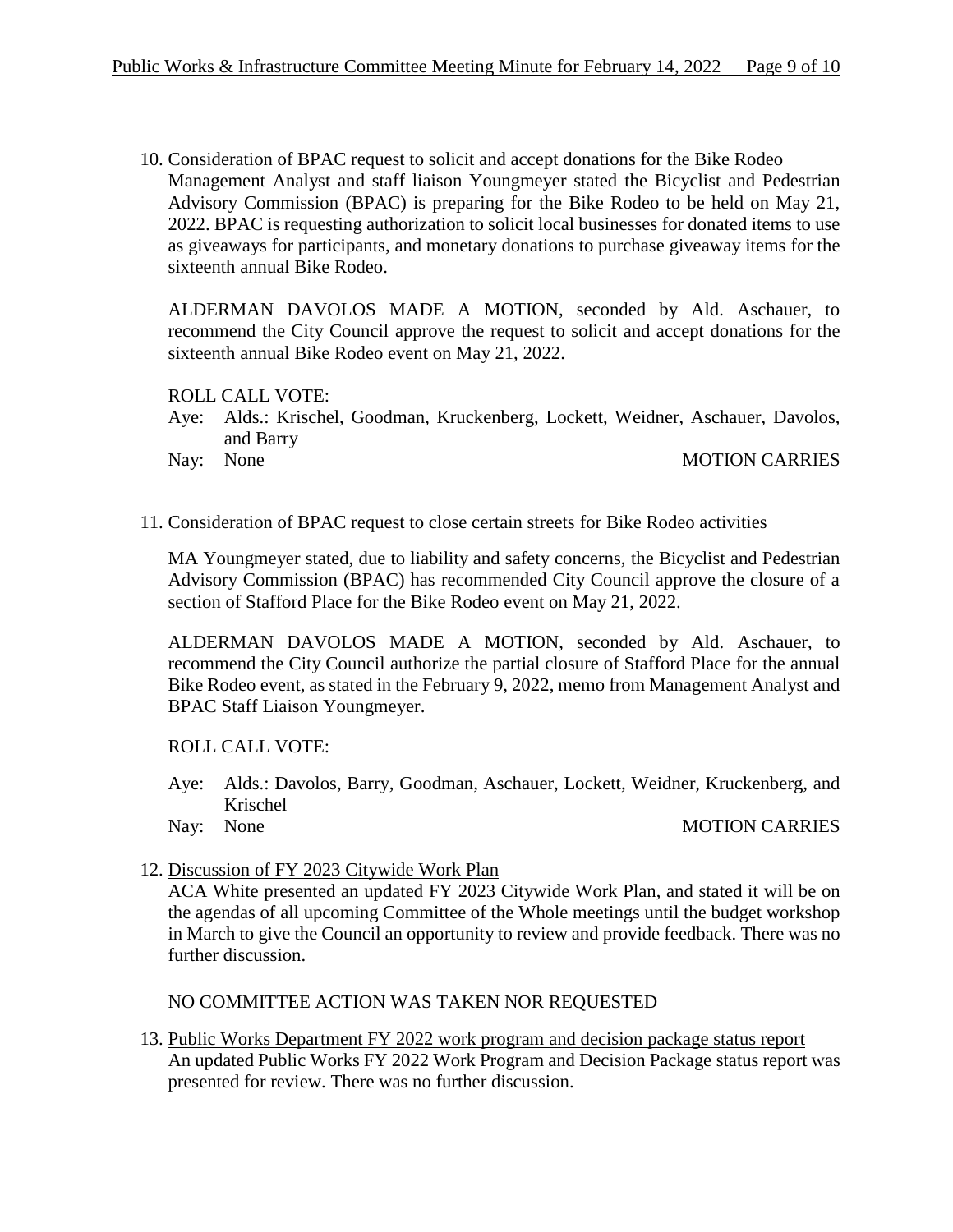10. Consideration of BPAC request to solicit and accept donations for the Bike Rodeo

    Management Analyst and staff liaison Youngmeyer stated the Bicyclist and Pedestrian Advisory Commission (BPAC) is preparing for the Bike Rodeo to be held on May 21, 2022. BPAC is requesting authorization to solicit local businesses for donated items to use as giveaways for participants, and monetary donations to purchase giveaway items for the sixteenth annual Bike Rodeo.

    ALDERMAN DAVOLOS MADE A MOTION, seconded by Ald. Aschauer, to recommend the City Council approve the request to solicit and accept donations for the sixteenth annual Bike Rodeo event on May 21, 2022.

    ROLL CALL VOTE:

    Aye: Alds.: Krischel, Goodman, Kruckenberg, Lockett, Weidner, Aschauer, Davolos, and Barry

    Nay: None — MOTION CARRIES

11. Consideration of BPAC request to close certain streets for Bike Rodeo activities

    MA Youngmeyer stated, due to liability and safety concerns, the Bicyclist and Pedestrian Advisory Commission (BPAC) has recommended City Council approve the closure of a section of Stafford Place for the Bike Rodeo event on May 21, 2022.

    ALDERMAN DAVOLOS MADE A MOTION, seconded by Ald. Aschauer, to recommend the City Council authorize the partial closure of Stafford Place for the annual Bike Rodeo event, as stated in the February 9, 2022, memo from Management Analyst and BPAC Staff Liaison Youngmeyer.

    ROLL CALL VOTE:

    Aye: Alds.: Davolos, Barry, Goodman, Aschauer, Lockett, Weidner, Kruckenberg, and Krischel

    Nay: None — MOTION CARRIES

12. Discussion of FY 2023 Citywide Work Plan

    ACA White presented an updated FY 2023 Citywide Work Plan, and stated it will be on the agendas of all upcoming Committee of the Whole meetings until the budget workshop in March to give the Council an opportunity to review and provide feedback. There was no further discussion.

    NO COMMITTEE ACTION WAS TAKEN NOR REQUESTED

13. Public Works Department FY 2022 work program and decision package status report

    An updated Public Works FY 2022 Work Program and Decision Package status report was presented for review. There was no further discussion.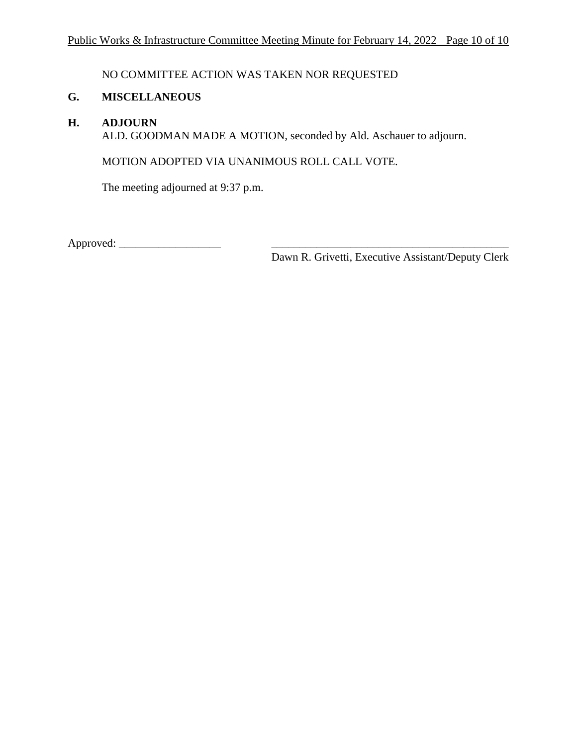NO COMMITTEE ACTION WAS TAKEN NOR REQUESTED

**G. MISCELLANEOUS**

**H. ADJOURN**

ALD. GOODMAN MADE A MOTION, seconded by Ald. Aschauer to adjourn.

MOTION ADOPTED VIA UNANIMOUS ROLL CALL VOTE.

The meeting adjourned at 9:37 p.m.

Approved: __________________

___________________________________________
Dawn R. Grivetti, Executive Assistant/Deputy Clerk